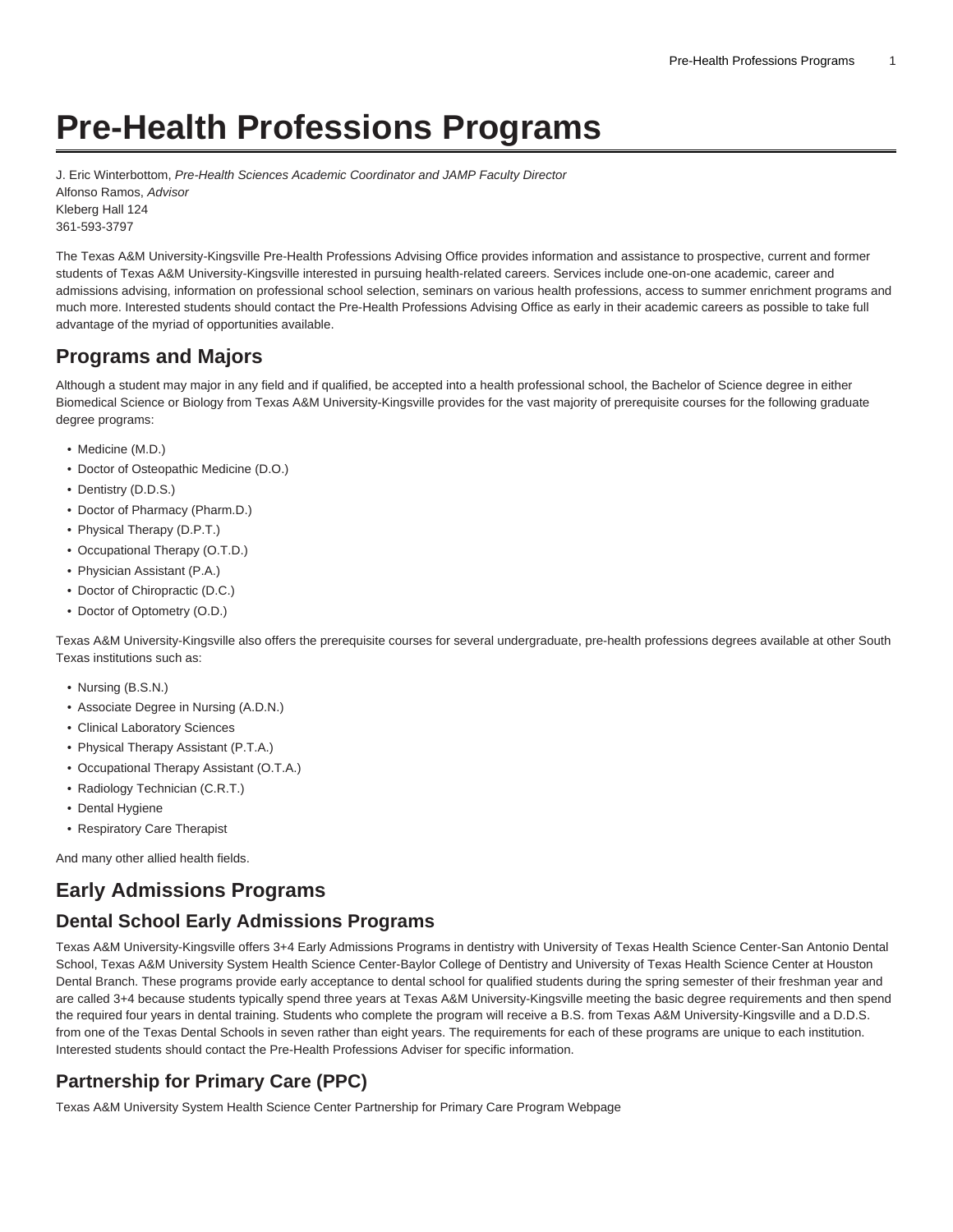# Pre-Health Professions Programs

J. Eric Winterbottom, *Pre-Health Sciences Academic Coordinator and JAMP Faculty Director*
Alfonso Ramos, *Advisor*
Kleberg Hall 124
361-593-3797

The Texas A&M University-Kingsville Pre-Health Professions Advising Office provides information and assistance to prospective, current and former students of Texas A&M University-Kingsville interested in pursuing health-related careers. Services include one-on-one academic, career and admissions advising, information on professional school selection, seminars on various health professions, access to summer enrichment programs and much more. Interested students should contact the Pre-Health Professions Advising Office as early in their academic careers as possible to take full advantage of the myriad of opportunities available.

## Programs and Majors

Although a student may major in any field and if qualified, be accepted into a health professional school, the Bachelor of Science degree in either Biomedical Science or Biology from Texas A&M University-Kingsville provides for the vast majority of prerequisite courses for the following graduate degree programs:

- Medicine (M.D.)
- Doctor of Osteopathic Medicine (D.O.)
- Dentistry (D.D.S.)
- Doctor of Pharmacy (Pharm.D.)
- Physical Therapy (D.P.T.)
- Occupational Therapy (O.T.D.)
- Physician Assistant (P.A.)
- Doctor of Chiropractic (D.C.)
- Doctor of Optometry (O.D.)

Texas A&M University-Kingsville also offers the prerequisite courses for several undergraduate, pre-health professions degrees available at other South Texas institutions such as:

- Nursing (B.S.N.)
- Associate Degree in Nursing (A.D.N.)
- Clinical Laboratory Sciences
- Physical Therapy Assistant (P.T.A.)
- Occupational Therapy Assistant (O.T.A.)
- Radiology Technician (C.R.T.)
- Dental Hygiene
- Respiratory Care Therapist

And many other allied health fields.

## Early Admissions Programs

## Dental School Early Admissions Programs

Texas A&M University-Kingsville offers 3+4 Early Admissions Programs in dentistry with University of Texas Health Science Center-San Antonio Dental School, Texas A&M University System Health Science Center-Baylor College of Dentistry and University of Texas Health Science Center at Houston Dental Branch. These programs provide early acceptance to dental school for qualified students during the spring semester of their freshman year and are called 3+4 because students typically spend three years at Texas A&M University-Kingsville meeting the basic degree requirements and then spend the required four years in dental training. Students who complete the program will receive a B.S. from Texas A&M University-Kingsville and a D.D.S. from one of the Texas Dental Schools in seven rather than eight years. The requirements for each of these programs are unique to each institution. Interested students should contact the Pre-Health Professions Adviser for specific information.

## Partnership for Primary Care (PPC)

Texas A&M University System Health Science Center Partnership for Primary Care Program Webpage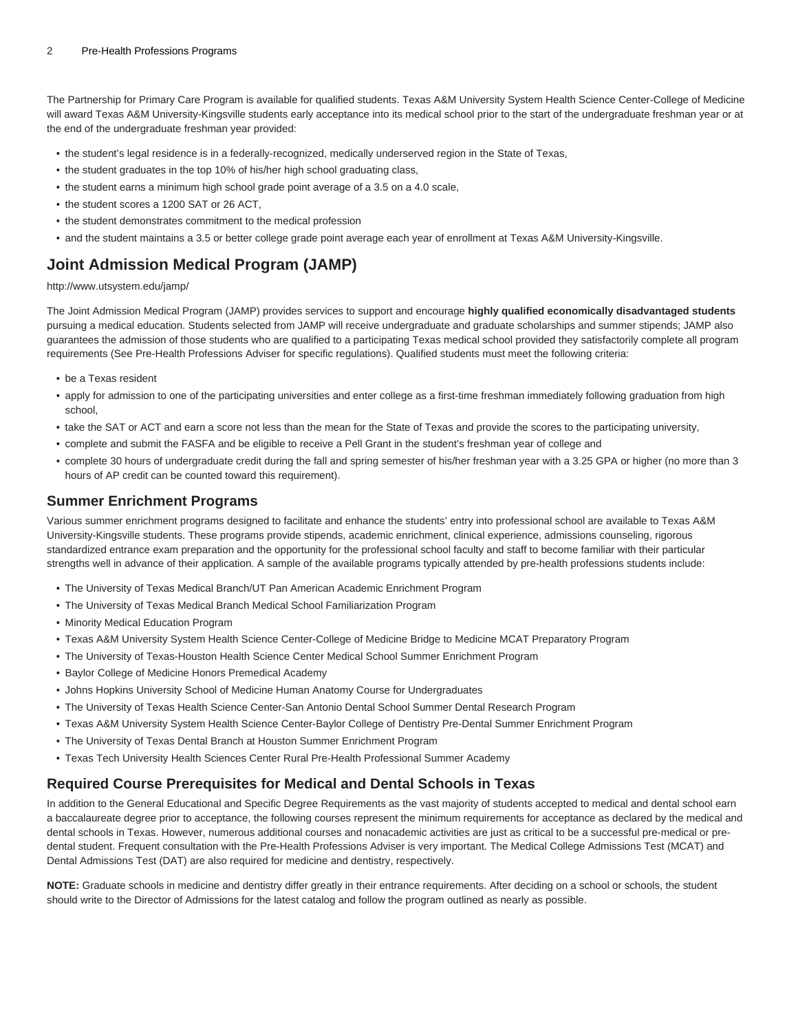The Partnership for Primary Care Program is available for qualified students. Texas A&M University System Health Science Center-College of Medicine will award Texas A&M University-Kingsville students early acceptance into its medical school prior to the start of the undergraduate freshman year or at the end of the undergraduate freshman year provided:

- the student's legal residence is in a federally-recognized, medically underserved region in the State of Texas,
- the student graduates in the top 10% of his/her high school graduating class,
- the student earns a minimum high school grade point average of a 3.5 on a 4.0 scale,
- the student scores a 1200 SAT or 26 ACT,
- the student demonstrates commitment to the medical profession
- and the student maintains a 3.5 or better college grade point average each year of enrollment at Texas A&M University-Kingsville.

## Joint Admission Medical Program (JAMP)

http://www.utsystem.edu/jamp/

The Joint Admission Medical Program (JAMP) provides services to support and encourage **highly qualified economically disadvantaged students** pursuing a medical education. Students selected from JAMP will receive undergraduate and graduate scholarships and summer stipends; JAMP also guarantees the admission of those students who are qualified to a participating Texas medical school provided they satisfactorily complete all program requirements (See Pre-Health Professions Adviser for specific regulations). Qualified students must meet the following criteria:

- be a Texas resident
- apply for admission to one of the participating universities and enter college as a first-time freshman immediately following graduation from high school,
- take the SAT or ACT and earn a score not less than the mean for the State of Texas and provide the scores to the participating university,
- complete and submit the FASFA and be eligible to receive a Pell Grant in the student's freshman year of college and
- complete 30 hours of undergraduate credit during the fall and spring semester of his/her freshman year with a 3.25 GPA or higher (no more than 3 hours of AP credit can be counted toward this requirement).

### Summer Enrichment Programs

Various summer enrichment programs designed to facilitate and enhance the students' entry into professional school are available to Texas A&M University-Kingsville students. These programs provide stipends, academic enrichment, clinical experience, admissions counseling, rigorous standardized entrance exam preparation and the opportunity for the professional school faculty and staff to become familiar with their particular strengths well in advance of their application. A sample of the available programs typically attended by pre-health professions students include:

- The University of Texas Medical Branch/UT Pan American Academic Enrichment Program
- The University of Texas Medical Branch Medical School Familiarization Program
- Minority Medical Education Program
- Texas A&M University System Health Science Center-College of Medicine Bridge to Medicine MCAT Preparatory Program
- The University of Texas-Houston Health Science Center Medical School Summer Enrichment Program
- Baylor College of Medicine Honors Premedical Academy
- Johns Hopkins University School of Medicine Human Anatomy Course for Undergraduates
- The University of Texas Health Science Center-San Antonio Dental School Summer Dental Research Program
- Texas A&M University System Health Science Center-Baylor College of Dentistry Pre-Dental Summer Enrichment Program
- The University of Texas Dental Branch at Houston Summer Enrichment Program
- Texas Tech University Health Sciences Center Rural Pre-Health Professional Summer Academy

### Required Course Prerequisites for Medical and Dental Schools in Texas

In addition to the General Educational and Specific Degree Requirements as the vast majority of students accepted to medical and dental school earn a baccalaureate degree prior to acceptance, the following courses represent the minimum requirements for acceptance as declared by the medical and dental schools in Texas. However, numerous additional courses and nonacademic activities are just as critical to be a successful pre-medical or pre-dental student. Frequent consultation with the Pre-Health Professions Adviser is very important. The Medical College Admissions Test (MCAT) and Dental Admissions Test (DAT) are also required for medicine and dentistry, respectively.

**NOTE:** Graduate schools in medicine and dentistry differ greatly in their entrance requirements. After deciding on a school or schools, the student should write to the Director of Admissions for the latest catalog and follow the program outlined as nearly as possible.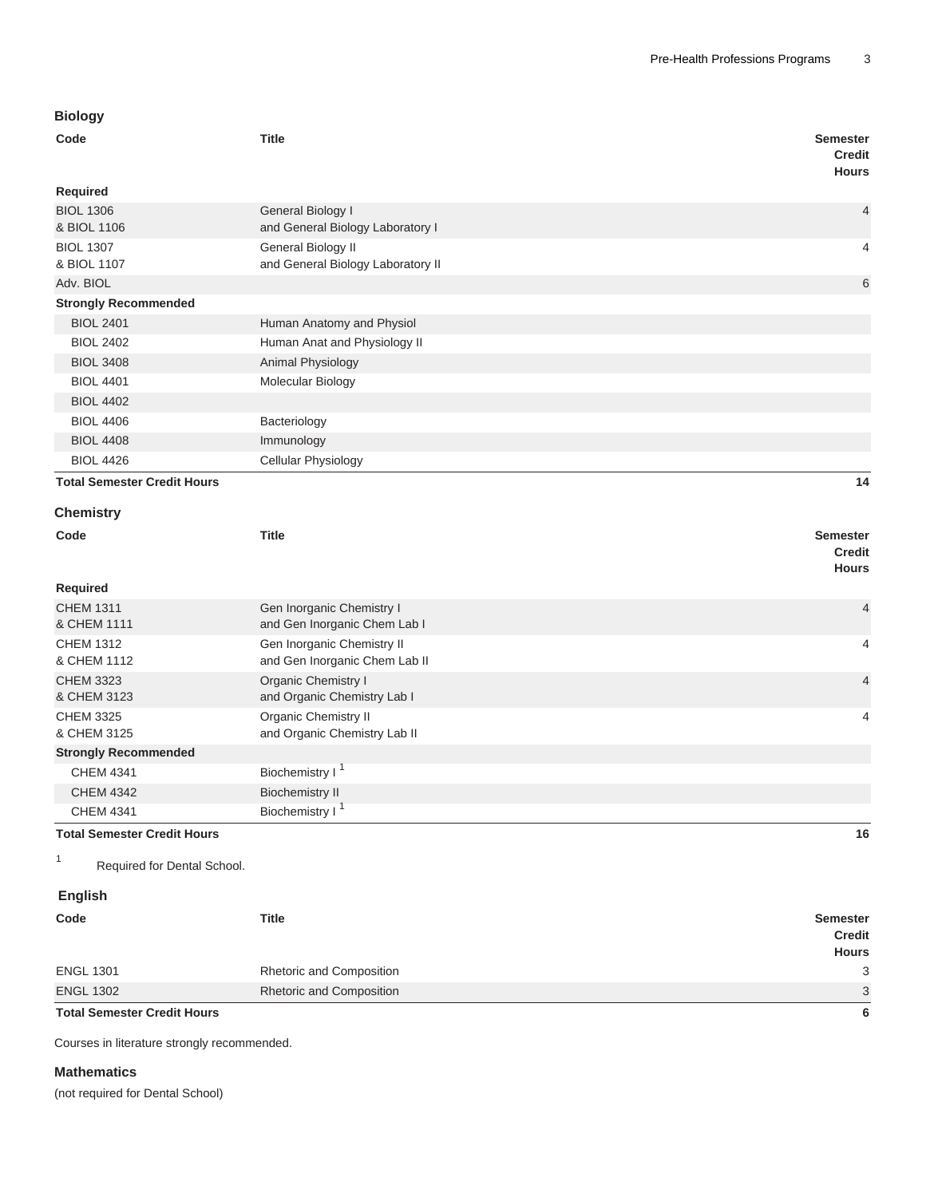### Biology

| Code | Title | Semester Credit Hours |
|---|---|---|
| **Required** | | |
| BIOL 1306<br>& BIOL 1106 | General Biology I<br>and General Biology Laboratory I | 4 |
| BIOL 1307<br>& BIOL 1107 | General Biology II<br>and General Biology Laboratory II | 4 |
| Adv. BIOL | | 6 |
| **Strongly Recommended** | | |
| BIOL 2401 | Human Anatomy and Physiol | |
| BIOL 2402 | Human Anat and Physiology II | |
| BIOL 3408 | Animal Physiology | |
| BIOL 4401 | Molecular Biology | |
| BIOL 4402 | | |
| BIOL 4406 | Bacteriology | |
| BIOL 4408 | Immunology | |
| BIOL 4426 | Cellular Physiology | |
| **Total Semester Credit Hours** | | **14** |

### Chemistry

| Code | Title | Semester Credit Hours |
|---|---|---|
| **Required** | | |
| CHEM 1311<br>& CHEM 1111 | Gen Inorganic Chemistry I<br>and Gen Inorganic Chem Lab I | 4 |
| CHEM 1312<br>& CHEM 1112 | Gen Inorganic Chemistry II<br>and Gen Inorganic Chem Lab II | 4 |
| CHEM 3323<br>& CHEM 3123 | Organic Chemistry I<br>and Organic Chemistry Lab I | 4 |
| CHEM 3325<br>& CHEM 3125 | Organic Chemistry II<br>and Organic Chemistry Lab II | 4 |
| **Strongly Recommended** | | |
| CHEM 4341 | Biochemistry I [1] | |
| CHEM 4342 | Biochemistry II | |
| CHEM 4341 | Biochemistry I [1] | |
| **Total Semester Credit Hours** | | **16** |

[1] Required for Dental School.

### English

| Code | Title | Semester Credit Hours |
|---|---|---|
| ENGL 1301 | Rhetoric and Composition | 3 |
| ENGL 1302 | Rhetoric and Composition | 3 |
| **Total Semester Credit Hours** | | **6** |

Courses in literature strongly recommended.

### Mathematics

(not required for Dental School)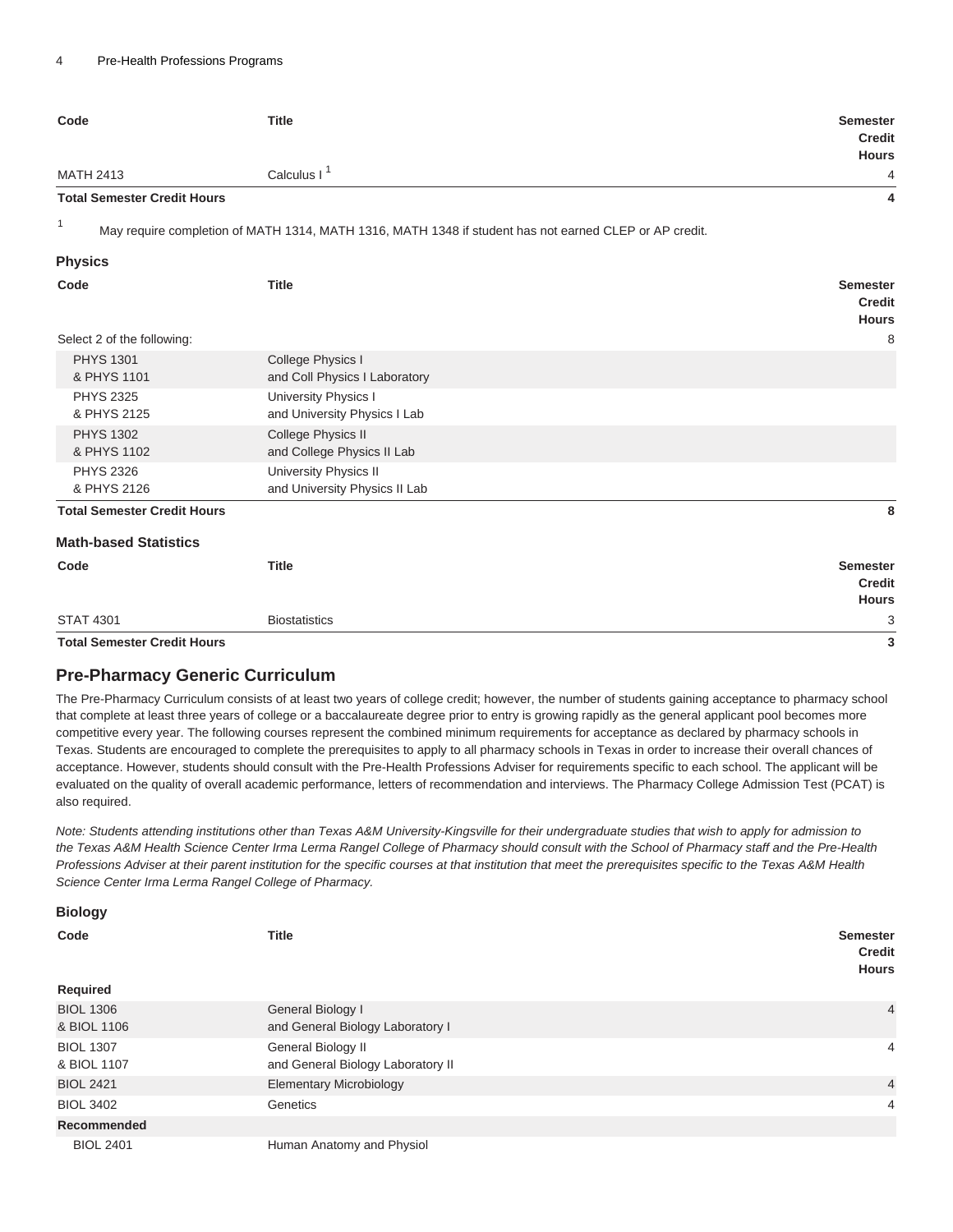| Code | Title | Semester Credit Hours |
| --- | --- | --- |
| MATH 2413 | Calculus I [1] | 4 |
| **Total Semester Credit Hours** | | **4** |

[1] May require completion of MATH 1314, MATH 1316, MATH 1348 if student has not earned CLEP or AP credit.

#### Physics

| Code | Title | Semester Credit Hours |
| --- | --- | --- |
| Select 2 of the following: | | 8 |
| PHYS 1301 & PHYS 1101 | College Physics I and Coll Physics I Laboratory | |
| PHYS 2325 & PHYS 2125 | University Physics I and University Physics I Lab | |
| PHYS 1302 & PHYS 1102 | College Physics II and College Physics II Lab | |
| PHYS 2326 & PHYS 2126 | University Physics II and University Physics II Lab | |
| **Total Semester Credit Hours** | | **8** |

#### Math-based Statistics

| Code | Title | Semester Credit Hours |
| --- | --- | --- |
| STAT 4301 | Biostatistics | 3 |
| **Total Semester Credit Hours** | | **3** |

## Pre-Pharmacy Generic Curriculum

The Pre-Pharmacy Curriculum consists of at least two years of college credit; however, the number of students gaining acceptance to pharmacy school that complete at least three years of college or a baccalaureate degree prior to entry is growing rapidly as the general applicant pool becomes more competitive every year. The following courses represent the combined minimum requirements for acceptance as declared by pharmacy schools in Texas. Students are encouraged to complete the prerequisites to apply to all pharmacy schools in Texas in order to increase their overall chances of acceptance. However, students should consult with the Pre-Health Professions Adviser for requirements specific to each school. The applicant will be evaluated on the quality of overall academic performance, letters of recommendation and interviews. The Pharmacy College Admission Test (PCAT) is also required.

*Note: Students attending institutions other than Texas A&M University-Kingsville for their undergraduate studies that wish to apply for admission to the Texas A&M Health Science Center Irma Lerma Rangel College of Pharmacy should consult with the School of Pharmacy staff and the Pre-Health Professions Adviser at their parent institution for the specific courses at that institution that meet the prerequisites specific to the Texas A&M Health Science Center Irma Lerma Rangel College of Pharmacy.*

#### Biology

| Code | Title | Semester Credit Hours |
| --- | --- | --- |
| **Required** | | |
| BIOL 1306 & BIOL 1106 | General Biology I and General Biology Laboratory I | 4 |
| BIOL 1307 & BIOL 1107 | General Biology II and General Biology Laboratory II | 4 |
| BIOL 2421 | Elementary Microbiology | 4 |
| BIOL 3402 | Genetics | 4 |
| **Recommended** | | |
| BIOL 2401 | Human Anatomy and Physiol | |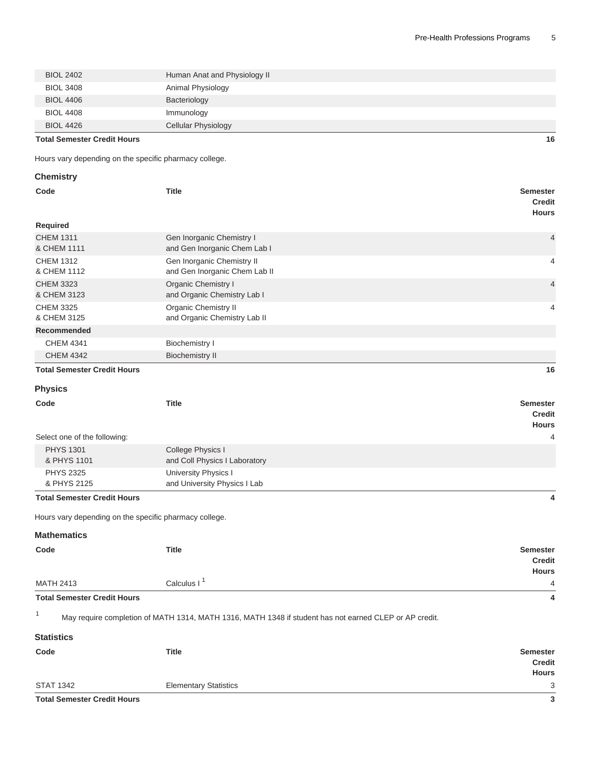| Code | Title | Semester Credit Hours |
| --- | --- | --- |
| BIOL 2402 | Human Anat and Physiology II | |
| BIOL 3408 | Animal Physiology | |
| BIOL 4406 | Bacteriology | |
| BIOL 4408 | Immunology | |
| BIOL 4426 | Cellular Physiology | |
| **Total Semester Credit Hours** | | **16** |

Hours vary depending on the specific pharmacy college.

### Chemistry

| Code | Title | Semester Credit Hours |
| --- | --- | --- |
| **Required** | | |
| CHEM 1311<br>& CHEM 1111 | Gen Inorganic Chemistry I<br>and Gen Inorganic Chem Lab I | 4 |
| CHEM 1312<br>& CHEM 1112 | Gen Inorganic Chemistry II<br>and Gen Inorganic Chem Lab II | 4 |
| CHEM 3323<br>& CHEM 3123 | Organic Chemistry I<br>and Organic Chemistry Lab I | 4 |
| CHEM 3325<br>& CHEM 3125 | Organic Chemistry II<br>and Organic Chemistry Lab II | 4 |
| **Recommended** | | |
| CHEM 4341 | Biochemistry I | |
| CHEM 4342 | Biochemistry II | |
| **Total Semester Credit Hours** | | **16** |

### Physics

| Code | Title | Semester Credit Hours |
| --- | --- | --- |
| Select one of the following: | | 4 |
| PHYS 1301<br>& PHYS 1101 | College Physics I<br>and Coll Physics I Laboratory | |
| PHYS 2325<br>& PHYS 2125 | University Physics I<br>and University Physics I Lab | |
| **Total Semester Credit Hours** | | **4** |

Hours vary depending on the specific pharmacy college.

### Mathematics

| Code | Title | Semester Credit Hours |
| --- | --- | --- |
| MATH 2413 | Calculus I [1] | 4 |
| **Total Semester Credit Hours** | | **4** |

[1] May require completion of MATH 1314, MATH 1316, MATH 1348 if student has not earned CLEP or AP credit.

### Statistics

| Code | Title | Semester Credit Hours |
| --- | --- | --- |
| STAT 1342 | Elementary Statistics | 3 |
| **Total Semester Credit Hours** | | **3** |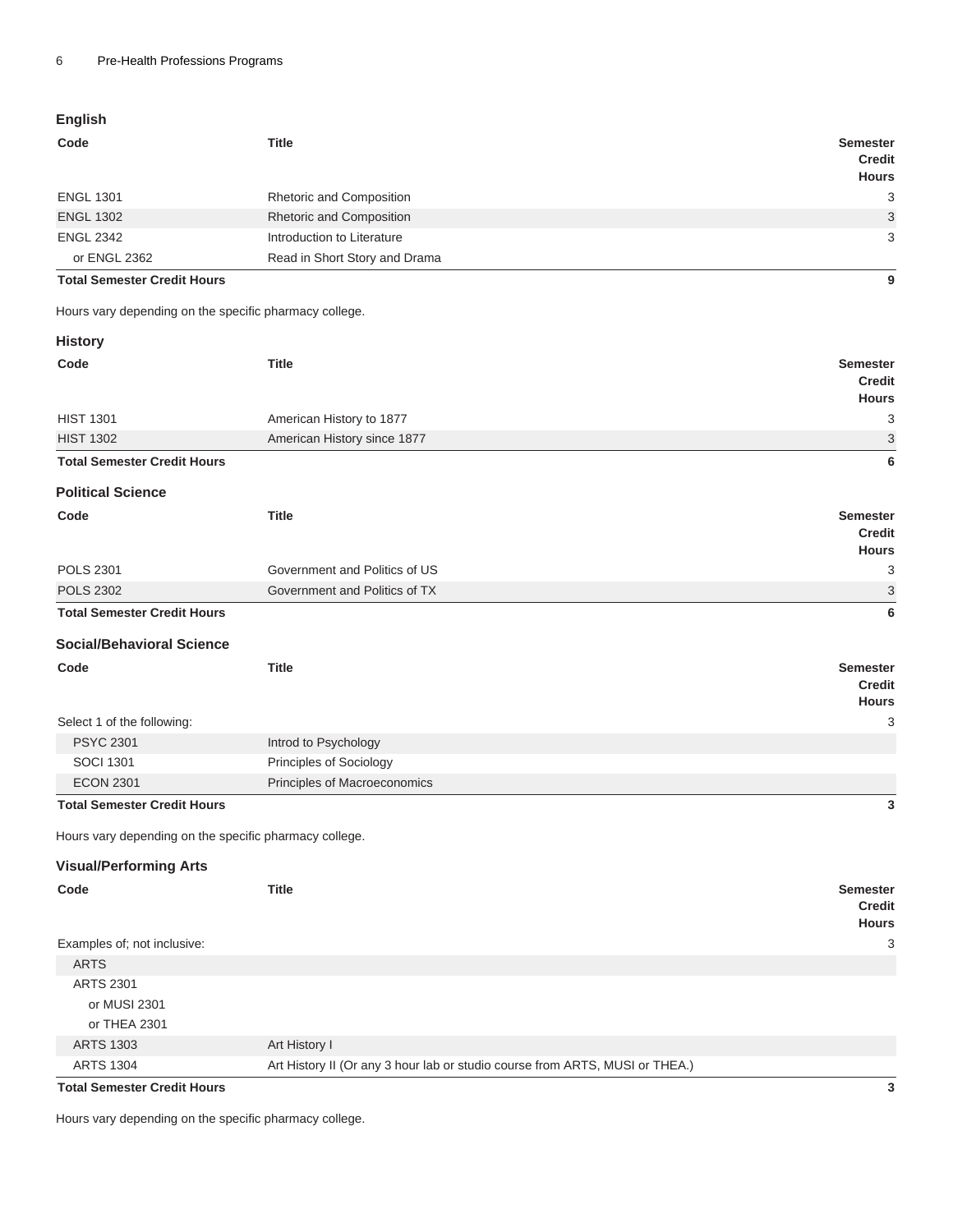## English

| Code | Title | Semester Credit Hours |
| --- | --- | --- |
| ENGL 1301 | Rhetoric and Composition | 3 |
| ENGL 1302 | Rhetoric and Composition | 3 |
| ENGL 2342 | Introduction to Literature | 3 |
| or ENGL 2362 | Read in Short Story and Drama | |
| **Total Semester Credit Hours** | | **9** |

Hours vary depending on the specific pharmacy college.

## History

| Code | Title | Semester Credit Hours |
| --- | --- | --- |
| HIST 1301 | American History to 1877 | 3 |
| HIST 1302 | American History since 1877 | 3 |
| **Total Semester Credit Hours** | | **6** |

## Political Science

| Code | Title | Semester Credit Hours |
| --- | --- | --- |
| POLS 2301 | Government and Politics of US | 3 |
| POLS 2302 | Government and Politics of TX | 3 |
| **Total Semester Credit Hours** | | **6** |

## Social/Behavioral Science

| Code | Title | Semester Credit Hours |
| --- | --- | --- |
| Select 1 of the following: | | 3 |
| PSYC 2301 | Introd to Psychology | |
| SOCI 1301 | Principles of Sociology | |
| ECON 2301 | Principles of Macroeconomics | |
| **Total Semester Credit Hours** | | **3** |

Hours vary depending on the specific pharmacy college.

## Visual/Performing Arts

| Code | Title | Semester Credit Hours |
| --- | --- | --- |
| Examples of; not inclusive: | | 3 |
| ARTS | | |
| ARTS 2301 | | |
| or MUSI 2301 | | |
| or THEA 2301 | | |
| ARTS 1303 | Art History I | |
| ARTS 1304 | Art History II (Or any 3 hour lab or studio course from ARTS, MUSI or THEA.) | |
| **Total Semester Credit Hours** | | **3** |

Hours vary depending on the specific pharmacy college.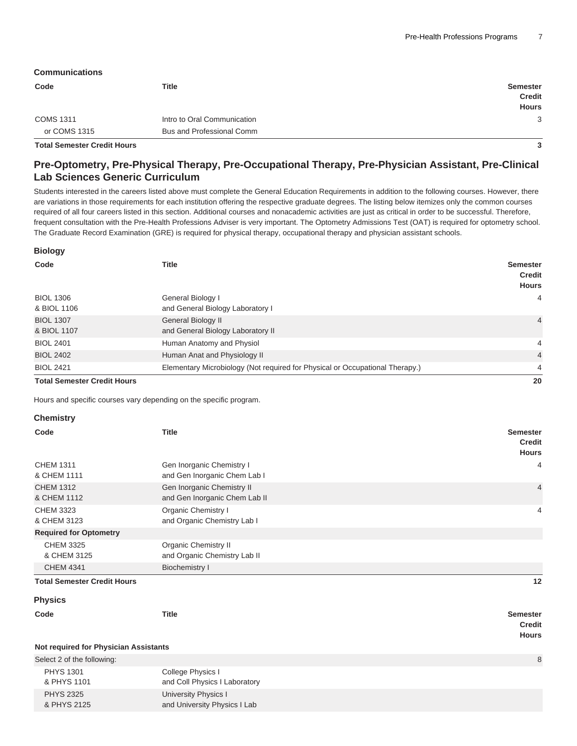### Communications

| Code | Title | Semester Credit Hours |
|---|---|---|
| COMS 1311 | Intro to Oral Communication | 3 |
| or COMS 1315 | Bus and Professional Comm | |
| **Total Semester Credit Hours** | | **3** |

## Pre-Optometry, Pre-Physical Therapy, Pre-Occupational Therapy, Pre-Physician Assistant, Pre-Clinical Lab Sciences Generic Curriculum

Students interested in the careers listed above must complete the General Education Requirements in addition to the following courses. However, there are variations in those requirements for each institution offering the respective graduate degrees. The listing below itemizes only the common courses required of all four careers listed in this section. Additional courses and nonacademic activities are just as critical in order to be successful. Therefore, frequent consultation with the Pre-Health Professions Adviser is very important. The Optometry Admissions Test (OAT) is required for optometry school. The Graduate Record Examination (GRE) is required for physical therapy, occupational therapy and physician assistant schools.

### Biology

| Code | Title | Semester Credit Hours |
|---|---|---|
| BIOL 1306<br>& BIOL 1106 | General Biology I<br>and General Biology Laboratory I | 4 |
| BIOL 1307<br>& BIOL 1107 | General Biology II<br>and General Biology Laboratory II | 4 |
| BIOL 2401 | Human Anatomy and Physiol | 4 |
| BIOL 2402 | Human Anat and Physiology II | 4 |
| BIOL 2421 | Elementary Microbiology (Not required for Physical or Occupational Therapy.) | 4 |
| **Total Semester Credit Hours** | | **20** |

Hours and specific courses vary depending on the specific program.

### Chemistry

| Code | Title | Semester Credit Hours |
|---|---|---|
| CHEM 1311<br>& CHEM 1111 | Gen Inorganic Chemistry I<br>and Gen Inorganic Chem Lab I | 4 |
| CHEM 1312<br>& CHEM 1112 | Gen Inorganic Chemistry II<br>and Gen Inorganic Chem Lab II | 4 |
| CHEM 3323<br>& CHEM 3123 | Organic Chemistry I<br>and Organic Chemistry Lab I | 4 |
| **Required for Optometry** | | |
| CHEM 3325<br>& CHEM 3125 | Organic Chemistry II<br>and Organic Chemistry Lab II | |
| CHEM 4341 | Biochemistry I | |
| **Total Semester Credit Hours** | | **12** |

### Physics

| Code | Title | Semester Credit Hours |
|---|---|---|
| **Not required for Physician Assistants** | | |
| Select 2 of the following: | | 8 |
| PHYS 1301<br>& PHYS 1101 | College Physics I<br>and Coll Physics I Laboratory | |
| PHYS 2325<br>& PHYS 2125 | University Physics I<br>and University Physics I Lab | |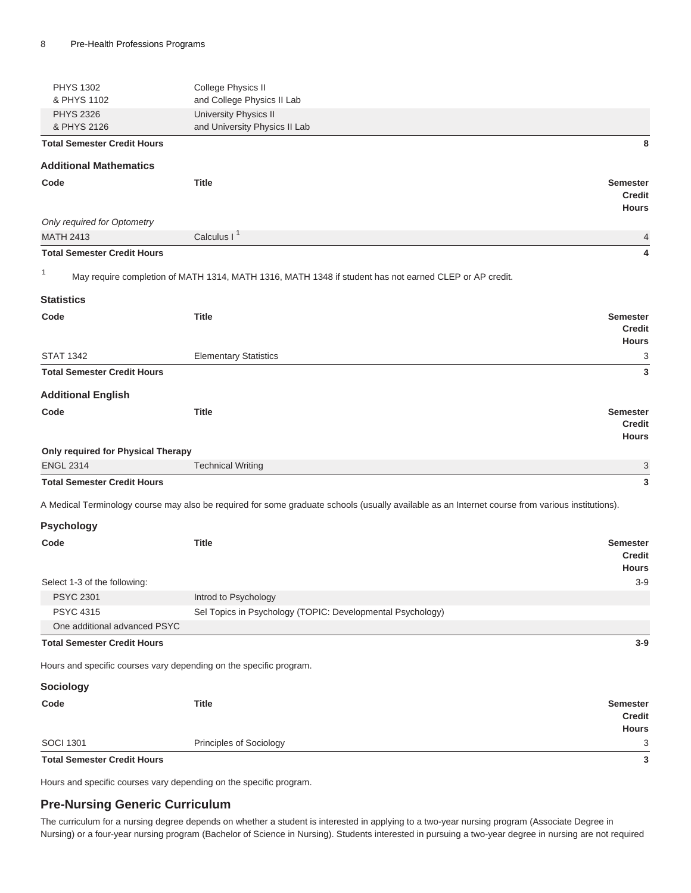| | | |
|---|---|---|
| PHYS 1302 & PHYS 1102 | College Physics II and College Physics II Lab | |
| PHYS 2326 & PHYS 2126 | University Physics II and University Physics II Lab | |
| **Total Semester Credit Hours** | | **8** |

### Additional Mathematics

| Code | Title | Semester Credit Hours |
|---|---|---|
| *Only required for Optometry* | | |
| MATH 2413 | Calculus I [1] | 4 |
| **Total Semester Credit Hours** | | **4** |

[1] May require completion of MATH 1314, MATH 1316, MATH 1348 if student has not earned CLEP or AP credit.

### Statistics

| Code | Title | Semester Credit Hours |
|---|---|---|
| STAT 1342 | Elementary Statistics | 3 |
| **Total Semester Credit Hours** | | **3** |

### Additional English

| Code | Title | Semester Credit Hours |
|---|---|---|
| **Only required for Physical Therapy** | | |
| ENGL 2314 | Technical Writing | 3 |
| **Total Semester Credit Hours** | | **3** |

A Medical Terminology course may also be required for some graduate schools (usually available as an Internet course from various institutions).

### Psychology

| Code | Title | Semester Credit Hours |
|---|---|---|
| Select 1-3 of the following: | | 3-9 |
| PSYC 2301 | Introd to Psychology | |
| PSYC 4315 | Sel Topics in Psychology (TOPIC: Developmental Psychology) | |
| One additional advanced PSYC | | |
| **Total Semester Credit Hours** | | **3-9** |

Hours and specific courses vary depending on the specific program.

### Sociology

| Code | Title | Semester Credit Hours |
|---|---|---|
| SOCI 1301 | Principles of Sociology | 3 |
| **Total Semester Credit Hours** | | **3** |

Hours and specific courses vary depending on the specific program.

## Pre-Nursing Generic Curriculum

The curriculum for a nursing degree depends on whether a student is interested in applying to a two-year nursing program (Associate Degree in Nursing) or a four-year nursing program (Bachelor of Science in Nursing). Students interested in pursuing a two-year degree in nursing are not required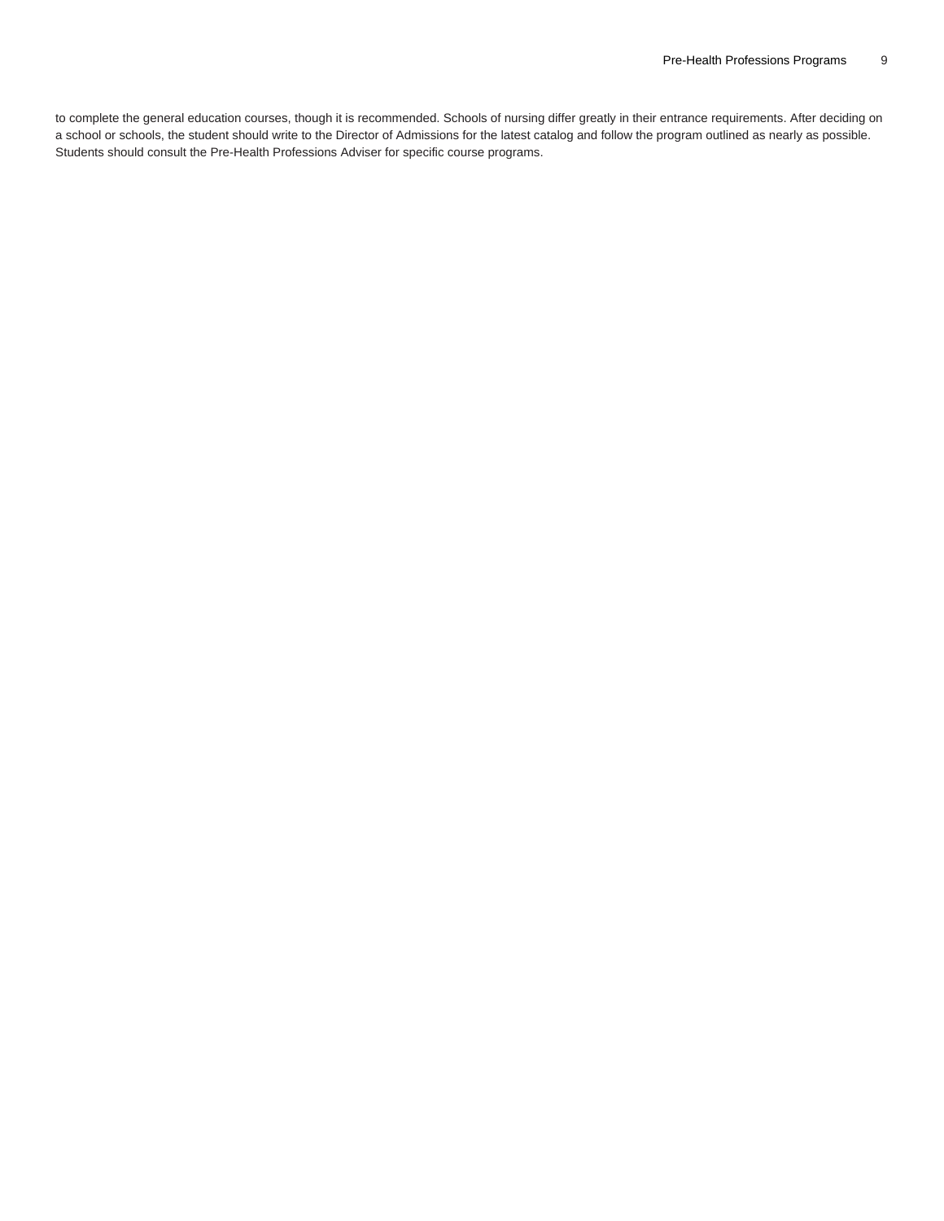to complete the general education courses, though it is recommended. Schools of nursing differ greatly in their entrance requirements. After deciding on a school or schools, the student should write to the Director of Admissions for the latest catalog and follow the program outlined as nearly as possible. Students should consult the Pre-Health Professions Adviser for specific course programs.